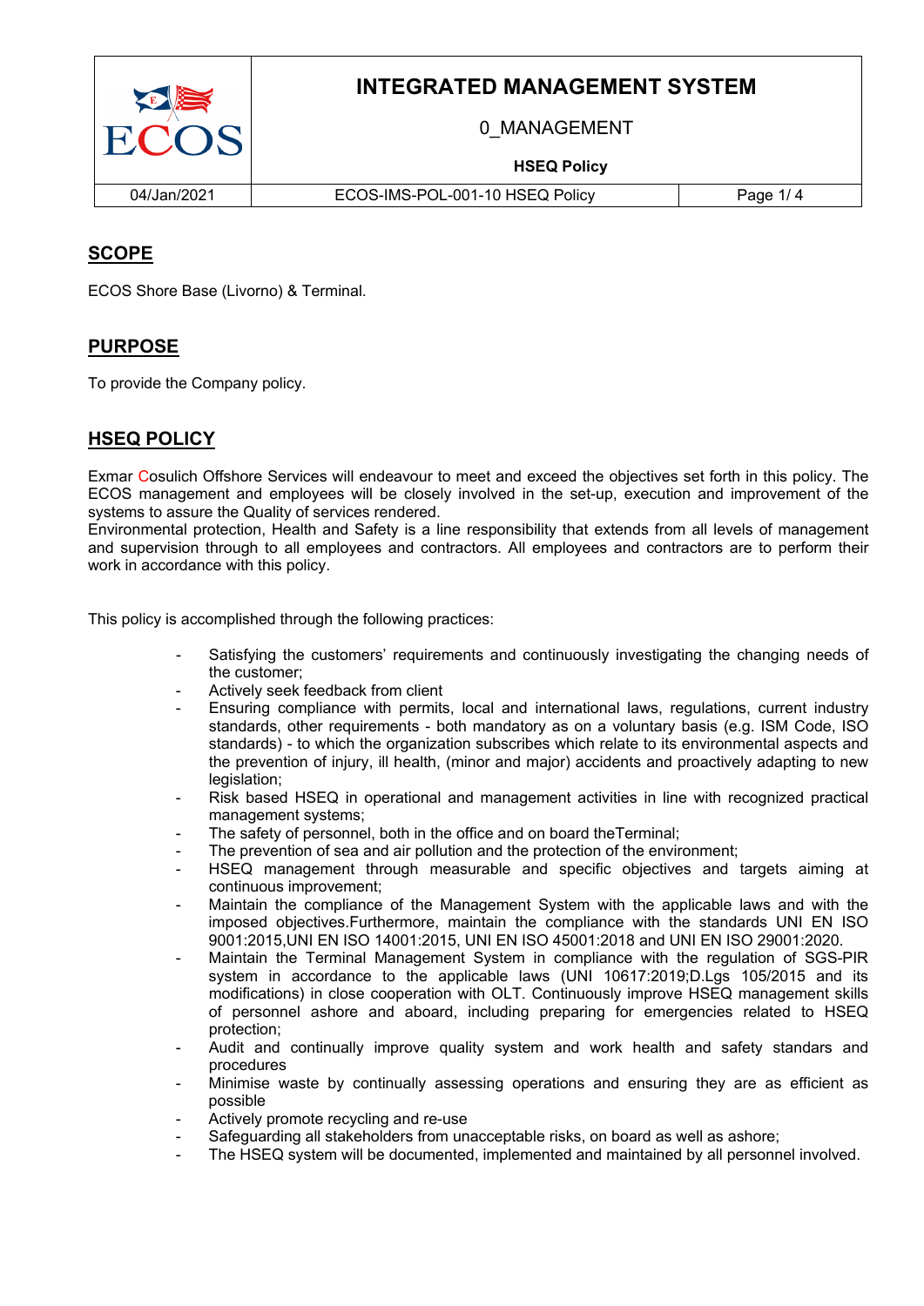| | INTEGRATED MANAGEMENT SYSTEM<br>0_MANAGEMENT<br>**HSEQ Policy** | |
|---|---|---|
| 04/Jan/2021 | ECOS-IMS-POL-001-10 HSEQ Policy | Page 1/ 4 |

## SCOPE

ECOS Shore Base (Livorno) & Terminal.

## PURPOSE

To provide the Company policy.

## HSEQ POLICY

Exmar Cosulich Offshore Services will endeavour to meet and exceed the objectives set forth in this policy. The ECOS management and employees will be closely involved in the set-up, execution and improvement of the systems to assure the Quality of services rendered.
Environmental protection, Health and Safety is a line responsibility that extends from all levels of management and supervision through to all employees and contractors. All employees and contractors are to perform their work in accordance with this policy.

This policy is accomplished through the following practices:

- Satisfying the customers' requirements and continuously investigating the changing needs of the customer;
- Actively seek feedback from client
- Ensuring compliance with permits, local and international laws, regulations, current industry standards, other requirements - both mandatory as on a voluntary basis (e.g. ISM Code, ISO standards) - to which the organization subscribes which relate to its environmental aspects and the prevention of injury, ill health, (minor and major) accidents and proactively adapting to new legislation;
- Risk based HSEQ in operational and management activities in line with recognized practical management systems;
- The safety of personnel, both in the office and on board theTerminal;
- The prevention of sea and air pollution and the protection of the environment;
- HSEQ management through measurable and specific objectives and targets aiming at continuous improvement;
- Maintain the compliance of the Management System with the applicable laws and with the imposed objectives.Furthermore, maintain the compliance with the standards UNI EN ISO 9001:2015,UNI EN ISO 14001:2015, UNI EN ISO 45001:2018 and UNI EN ISO 29001:2020.
- Maintain the Terminal Management System in compliance with the regulation of SGS-PIR system in accordance to the applicable laws (UNI 10617:2019;D.Lgs 105/2015 and its modifications) in close cooperation with OLT. Continuously improve HSEQ management skills of personnel ashore and aboard, including preparing for emergencies related to HSEQ protection;
- Audit and continually improve quality system and work health and safety standards and procedures
- Minimise waste by continually assessing operations and ensuring they are as efficient as possible
- Actively promote recycling and re-use
- Safeguarding all stakeholders from unacceptable risks, on board as well as ashore;
- The HSEQ system will be documented, implemented and maintained by all personnel involved.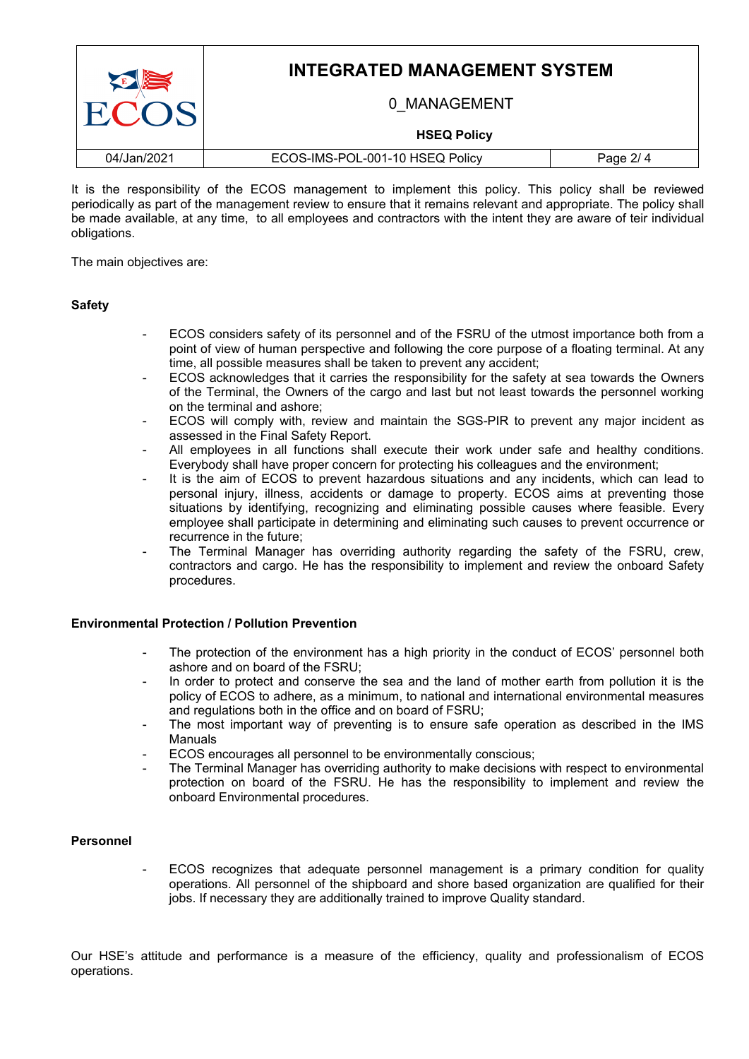It is the responsibility of the ECOS management to implement this policy. This policy shall be reviewed periodically as part of the management review to ensure that it remains relevant and appropriate. The policy shall be made available, at any time, to all employees and contractors with the intent they are aware of teir individual obligations.

The main objectives are:

**Safety**

- ECOS considers safety of its personnel and of the FSRU of the utmost importance both from a point of view of human perspective and following the core purpose of a floating terminal. At any time, all possible measures shall be taken to prevent any accident;
- ECOS acknowledges that it carries the responsibility for the safety at sea towards the Owners of the Terminal, the Owners of the cargo and last but not least towards the personnel working on the terminal and ashore;
- ECOS will comply with, review and maintain the SGS-PIR to prevent any major incident as assessed in the Final Safety Report.
- All employees in all functions shall execute their work under safe and healthy conditions. Everybody shall have proper concern for protecting his colleagues and the environment;
- It is the aim of ECOS to prevent hazardous situations and any incidents, which can lead to personal injury, illness, accidents or damage to property. ECOS aims at preventing those situations by identifying, recognizing and eliminating possible causes where feasible. Every employee shall participate in determining and eliminating such causes to prevent occurrence or recurrence in the future;
- The Terminal Manager has overriding authority regarding the safety of the FSRU, crew, contractors and cargo. He has the responsibility to implement and review the onboard Safety procedures.

**Environmental Protection / Pollution Prevention**

- The protection of the environment has a high priority in the conduct of ECOS' personnel both ashore and on board of the FSRU;
- In order to protect and conserve the sea and the land of mother earth from pollution it is the policy of ECOS to adhere, as a minimum, to national and international environmental measures and regulations both in the office and on board of FSRU;
- The most important way of preventing is to ensure safe operation as described in the IMS Manuals
- ECOS encourages all personnel to be environmentally conscious;
- The Terminal Manager has overriding authority to make decisions with respect to environmental protection on board of the FSRU. He has the responsibility to implement and review the onboard Environmental procedures.

**Personnel**

- ECOS recognizes that adequate personnel management is a primary condition for quality operations. All personnel of the shipboard and shore based organization are qualified for their jobs. If necessary they are additionally trained to improve Quality standard.

Our HSE's attitude and performance is a measure of the efficiency, quality and professionalism of ECOS operations.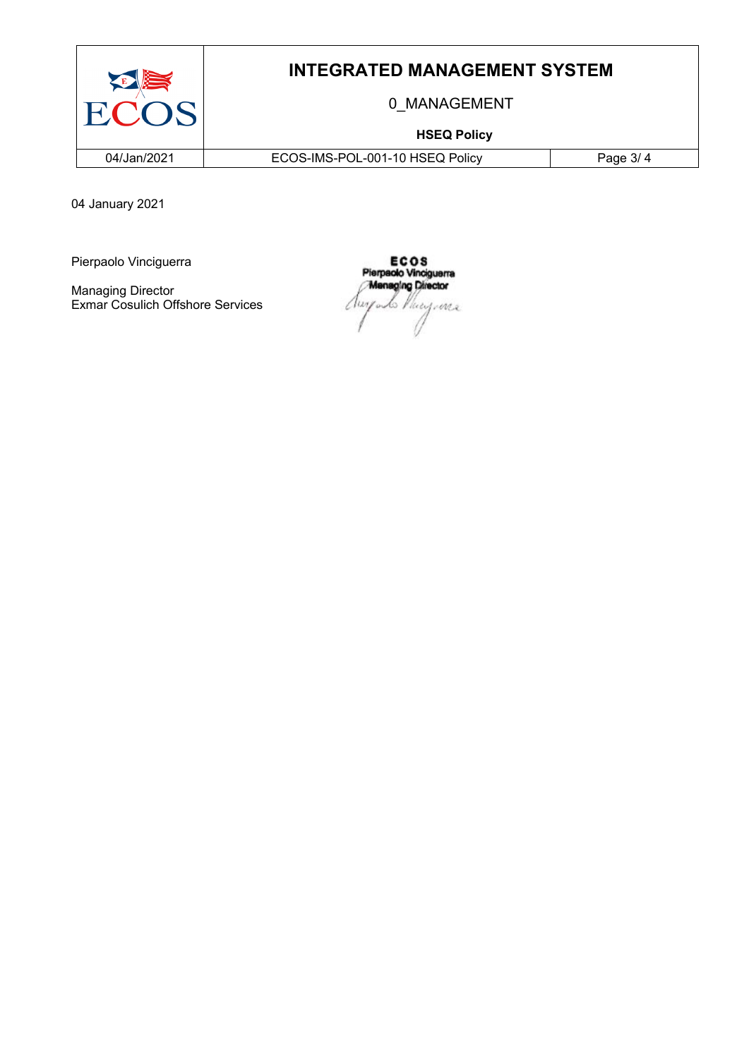04 January 2021

Pierpaolo Vinciguerra

Managing Director
Exmar Cosulich Offshore Services

ECOS
Pierpaolo Vinciguerra
Managing Director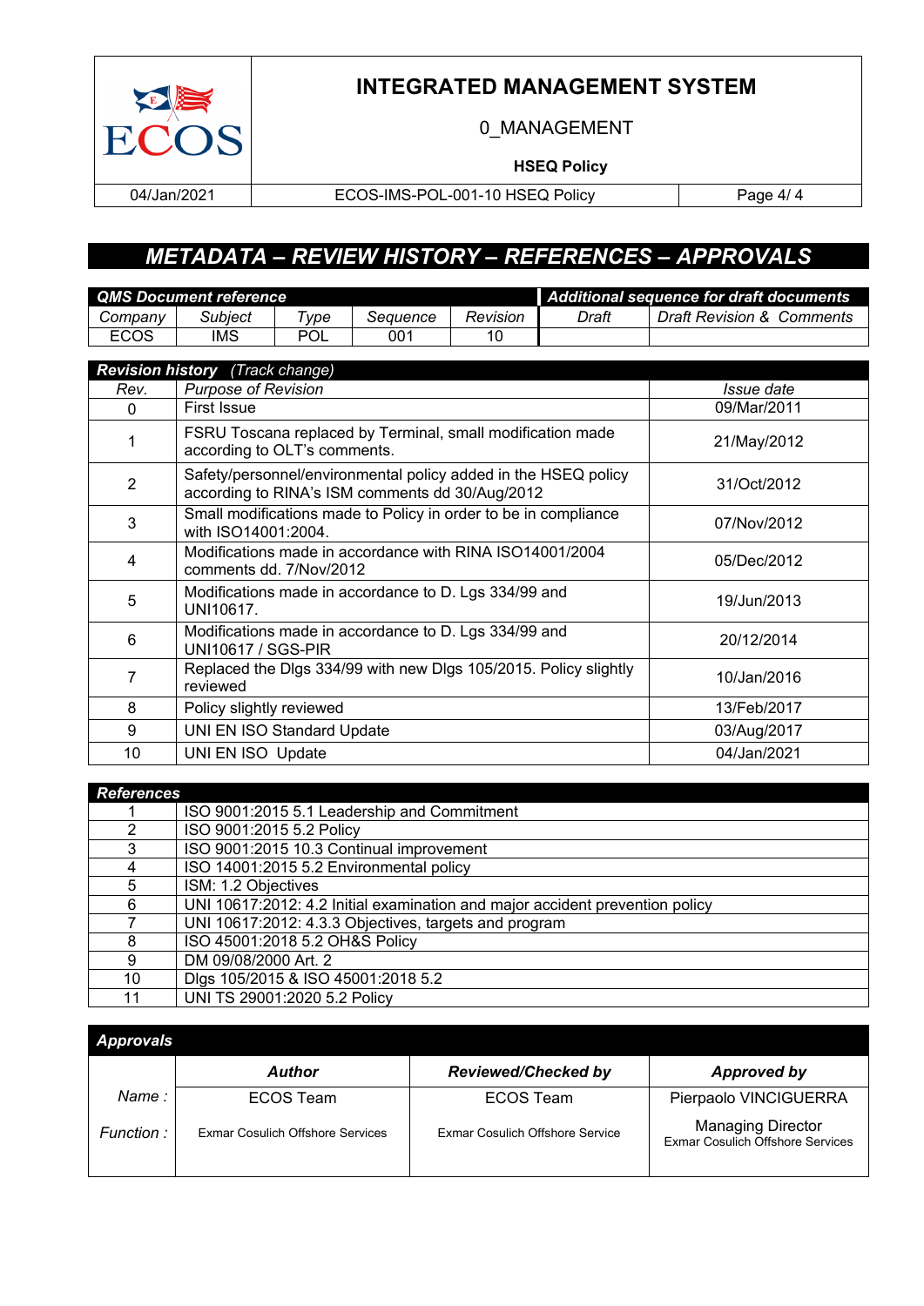# METADATA – REVIEW HISTORY – REFERENCES – APPROVALS

| QMS Document reference | | | | | Additional sequence for draft documents | |
|---|---|---|---|---|---|---|
| *Company* | *Subject* | *Type* | *Sequence* | *Revision* | *Draft* | *Draft Revision & Comments* |
| ECOS | IMS | POL | 001 | 10 | | |

| ***Revision history*** *(Track change)* | | |
|---|---|---|
| *Rev.* | *Purpose of Revision* | *Issue date* |
| 0 | First Issue | 09/Mar/2011 |
| 1 | FSRU Toscana replaced by Terminal, small modification made according to OLT's comments. | 21/May/2012 |
| 2 | Safety/personnel/environmental policy added in the HSEQ policy according to RINA's ISM comments dd 30/Aug/2012 | 31/Oct/2012 |
| 3 | Small modifications made to Policy in order to be in compliance with ISO14001:2004. | 07/Nov/2012 |
| 4 | Modifications made in accordance with RINA ISO14001/2004 comments dd. 7/Nov/2012 | 05/Dec/2012 |
| 5 | Modifications made in accordance to D. Lgs 334/99 and UNI10617. | 19/Jun/2013 |
| 6 | Modifications made in accordance to D. Lgs 334/99 and UNI10617 / SGS-PIR | 20/12/2014 |
| 7 | Replaced the Dlgs 334/99 with new Dlgs 105/2015. Policy slightly reviewed | 10/Jan/2016 |
| 8 | Policy slightly reviewed | 13/Feb/2017 |
| 9 | UNI EN ISO Standard Update | 03/Aug/2017 |
| 10 | UNI EN ISO Update | 04/Jan/2021 |

| ***References*** | |
|---|---|
| 1 | ISO 9001:2015 5.1 Leadership and Commitment |
| 2 | ISO 9001:2015 5.2 Policy |
| 3 | ISO 9001:2015 10.3 Continual improvement |
| 4 | ISO 14001:2015 5.2 Environmental policy |
| 5 | ISM: 1.2 Objectives |
| 6 | UNI 10617:2012: 4.2 Initial examination and major accident prevention policy |
| 7 | UNI 10617:2012: 4.3.3 Objectives, targets and program |
| 8 | ISO 45001:2018 5.2 OH&S Policy |
| 9 | DM 09/08/2000 Art. 2 |
| 10 | Dlgs 105/2015 & ISO 45001:2018 5.2 |
| 11 | UNI TS 29001:2020 5.2 Policy |

| ***Approvals*** | | | |
|---|---|---|---|
| | ***Author*** | ***Reviewed/Checked by*** | ***Approved by*** |
| *Name :* | ECOS Team | ECOS Team | Pierpaolo VINCIGUERRA |
| *Function :* | Exmar Cosulich Offshore Services | Exmar Cosulich Offshore Service | Managing Director<br>Exmar Cosulich Offshore Services |